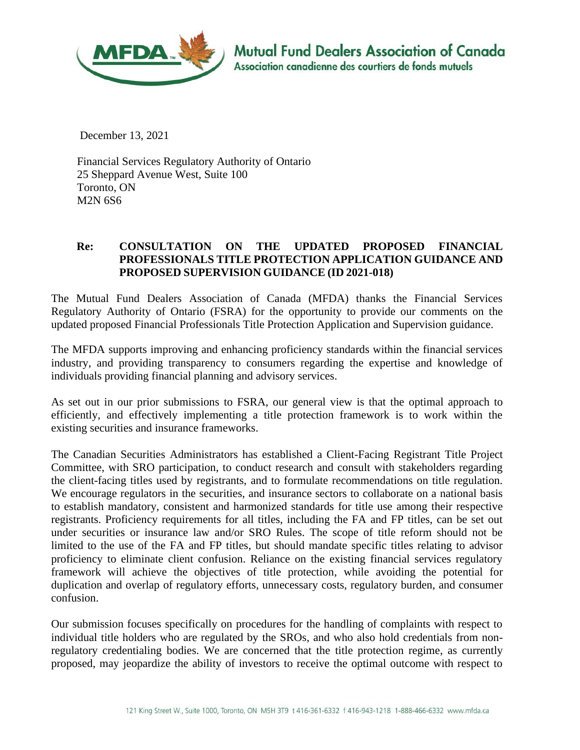Mutual Fund Dealers Association of Canada
Association canadienne des courtiers de fonds mutuels

December 13, 2021

Financial Services Regulatory Authority of Ontario
25 Sheppard Avenue West, Suite 100
Toronto, ON
M2N 6S6

**Re: CONSULTATION ON THE UPDATED PROPOSED FINANCIAL PROFESSIONALS TITLE PROTECTION APPLICATION GUIDANCE AND PROPOSED SUPERVISION GUIDANCE (ID 2021-018)**

The Mutual Fund Dealers Association of Canada (MFDA) thanks the Financial Services Regulatory Authority of Ontario (FSRA) for the opportunity to provide our comments on the updated proposed Financial Professionals Title Protection Application and Supervision guidance.

The MFDA supports improving and enhancing proficiency standards within the financial services industry, and providing transparency to consumers regarding the expertise and knowledge of individuals providing financial planning and advisory services.

As set out in our prior submissions to FSRA, our general view is that the optimal approach to efficiently, and effectively implementing a title protection framework is to work within the existing securities and insurance frameworks.

The Canadian Securities Administrators has established a Client-Facing Registrant Title Project Committee, with SRO participation, to conduct research and consult with stakeholders regarding the client-facing titles used by registrants, and to formulate recommendations on title regulation. We encourage regulators in the securities, and insurance sectors to collaborate on a national basis to establish mandatory, consistent and harmonized standards for title use among their respective registrants. Proficiency requirements for all titles, including the FA and FP titles, can be set out under securities or insurance law and/or SRO Rules. The scope of title reform should not be limited to the use of the FA and FP titles, but should mandate specific titles relating to advisor proficiency to eliminate client confusion. Reliance on the existing financial services regulatory framework will achieve the objectives of title protection, while avoiding the potential for duplication and overlap of regulatory efforts, unnecessary costs, regulatory burden, and consumer confusion.

Our submission focuses specifically on procedures for the handling of complaints with respect to individual title holders who are regulated by the SROs, and who also hold credentials from non-regulatory credentialing bodies. We are concerned that the title protection regime, as currently proposed, may jeopardize the ability of investors to receive the optimal outcome with respect to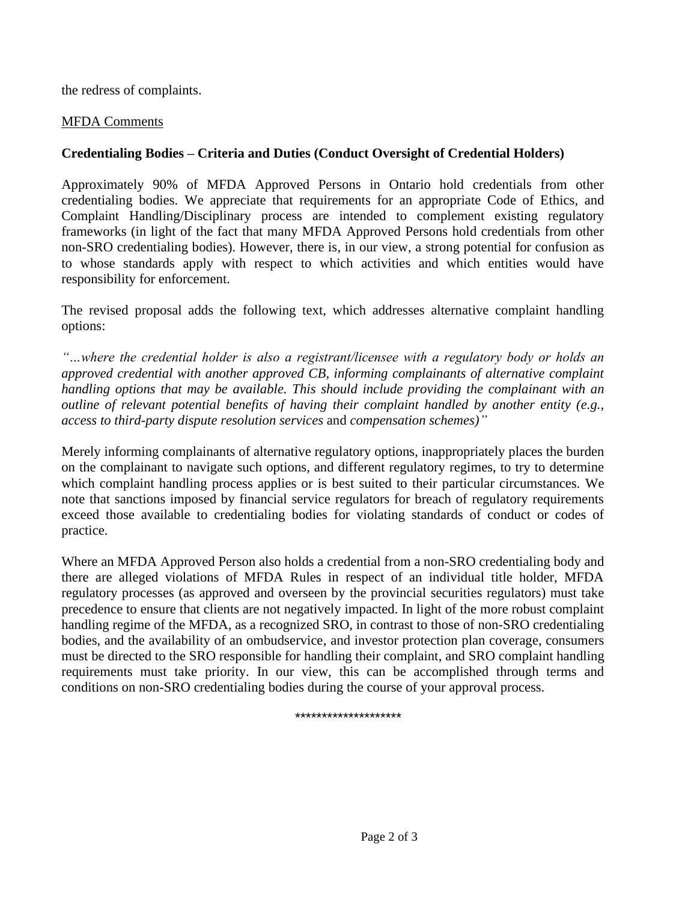the redress of complaints.

<u>MFDA Comments</u>

**Credentialing Bodies – Criteria and Duties (Conduct Oversight of Credential Holders)**

Approximately 90% of MFDA Approved Persons in Ontario hold credentials from other credentialing bodies. We appreciate that requirements for an appropriate Code of Ethics, and Complaint Handling/Disciplinary process are intended to complement existing regulatory frameworks (in light of the fact that many MFDA Approved Persons hold credentials from other non-SRO credentialing bodies). However, there is, in our view, a strong potential for confusion as to whose standards apply with respect to which activities and which entities would have responsibility for enforcement.

The revised proposal adds the following text, which addresses alternative complaint handling options:

*"…where the credential holder is also a registrant/licensee with a regulatory body or holds an approved credential with another approved CB, informing complainants of alternative complaint handling options that may be available. This should include providing the complainant with an outline of relevant potential benefits of having their complaint handled by another entity (e.g., access to third-party dispute resolution services* and *compensation schemes)"*

Merely informing complainants of alternative regulatory options, inappropriately places the burden on the complainant to navigate such options, and different regulatory regimes, to try to determine which complaint handling process applies or is best suited to their particular circumstances. We note that sanctions imposed by financial service regulators for breach of regulatory requirements exceed those available to credentialing bodies for violating standards of conduct or codes of practice.

Where an MFDA Approved Person also holds a credential from a non-SRO credentialing body and there are alleged violations of MFDA Rules in respect of an individual title holder, MFDA regulatory processes (as approved and overseen by the provincial securities regulators) must take precedence to ensure that clients are not negatively impacted. In light of the more robust complaint handling regime of the MFDA, as a recognized SRO, in contrast to those of non-SRO credentialing bodies, and the availability of an ombudservice, and investor protection plan coverage, consumers must be directed to the SRO responsible for handling their complaint, and SRO complaint handling requirements must take priority. In our view, this can be accomplished through terms and conditions on non-SRO credentialing bodies during the course of your approval process.

********************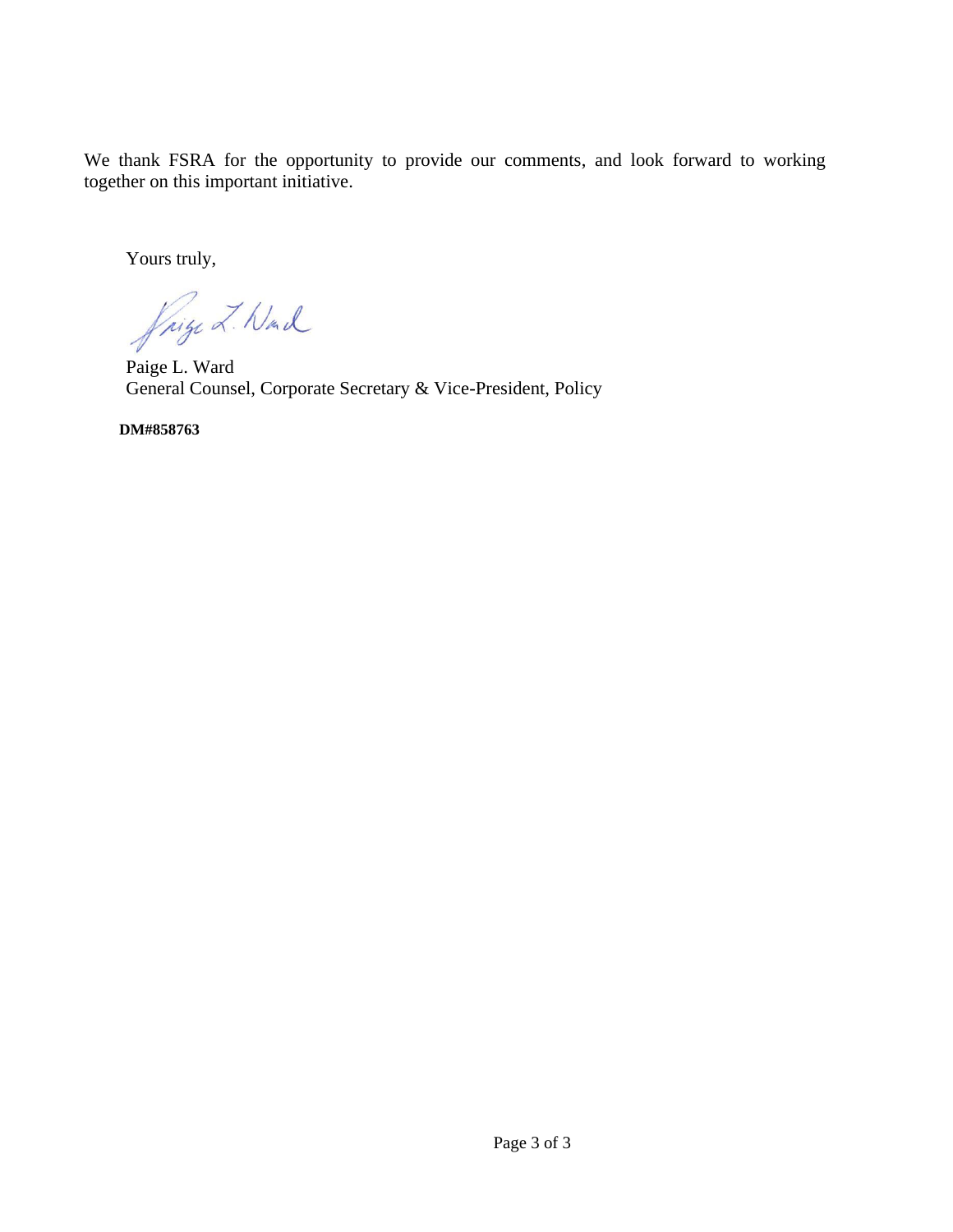We thank FSRA for the opportunity to provide our comments, and look forward to working together on this important initiative.

Yours truly,

Paige L. Ward
General Counsel, Corporate Secretary & Vice-President, Policy

**DM#858763**